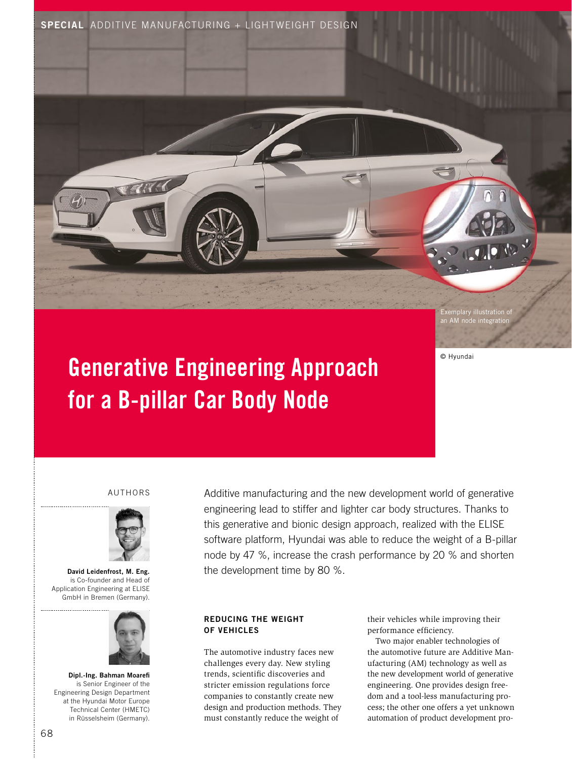SPECIAL ADDITIVE MANUFACTURING + LIGHTWEIGHT DESIGN

Exemplary illustration of an AM node integration

© Hyundai

# Generative Engineering Approach for a B-pillar Car Body Node

AUTHORS

**David Leidenfrost, M. Eng.** is Co-founder and Head of Application Engineering at ELISE GmbH in Bremen (Germany).

**Dipl.-Ing. Bahman Moarefi** is Senior Engineer of the Engineering Design Department at the Hyundai Motor Europe Technical Center (HMETC) in Rüsselsheim (Germany).

Additive manufacturing and the new development world of generative engineering lead to stiffer and lighter car body structures. Thanks to this generative and bionic design approach, realized with the ELISE software platform, Hyundai was able to reduce the weight of a B-pillar node by 47 %, increase the crash performance by 20 % and shorten the development time by 80 %.

## REDUCING THE WEIGHT OF VEHICLES

The automotive industry faces new challenges every day. New styling trends, scientific discoveries and stricter emission regulations force companies to constantly create new design and production methods. They must constantly reduce the weight of their vehicles while improving their performance efficiency.

Two major enabler technologies of the automotive future are Additive Manufacturing (AM) technology as well as the new development world of generative engineering. One provides design freedom and a tool-less manufacturing process; the other one offers a yet unknown automation of product development pro-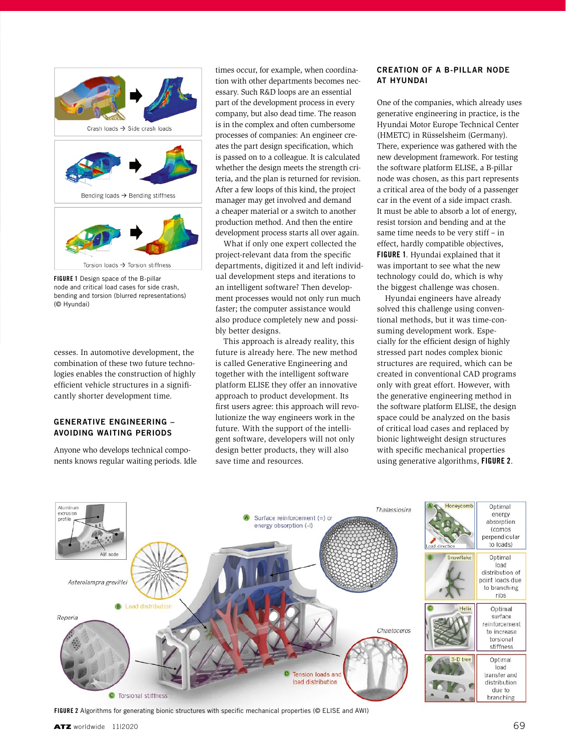FIGURE 1 Design space of the B-pillar node and critical load cases for side crash, bending and torsion (blurred representations) (© Hyundai)

cesses. In automotive development, the combination of these two future technologies enables the construction of highly efficient vehicle structures in a significantly shorter development time.

## GENERATIVE ENGINEERING – AVOIDING WAITING PERIODS

Anyone who develops technical components knows regular waiting periods. Idle times occur, for example, when coordination with other departments becomes necessary. Such R&D loops are an essential part of the development process in every company, but also dead time. The reason is in the complex and often cumbersome processes of companies: An engineer creates the part design specification, which is passed on to a colleague. It is calculated whether the design meets the strength criteria, and the plan is returned for revision. After a few loops of this kind, the project manager may get involved and demand a cheaper material or a switch to another production method. And then the entire development process starts all over again.

What if only one expert collected the project-relevant data from the specific departments, digitized it and left individual development steps and iterations to an intelligent software? Then development processes would not only run much faster; the computer assistance would also produce completely new and possibly better designs.

This approach is already reality, this future is already here. The new method is called Generative Engineering and together with the intelligent software platform ELISE they offer an innovative approach to product development. Its first users agree: this approach will revolutionize the way engineers work in the future. With the support of the intelligent software, developers will not only design better products, they will also save time and resources.

## CREATION OF A B-PILLAR NODE AT HYUNDAI

One of the companies, which already uses generative engineering in practice, is the Hyundai Motor Europe Technical Center (HMETC) in Rüsselsheim (Germany). There, experience was gathered with the new development framework. For testing the software platform ELISE, a B-pillar node was chosen, as this part represents a critical area of the body of a passenger car in the event of a side impact crash. It must be able to absorb a lot of energy, resist torsion and bending and at the same time needs to be very stiff – in effect, hardly compatible objectives, **FIGURE 1**. Hyundai explained that it was important to see what the new technology could do, which is why the biggest challenge was chosen.

Hyundai engineers have already solved this challenge using conventional methods, but it was time-consuming development work. Especially for the efficient design of highly stressed part nodes complex bionic structures are required, which can be created in conventional CAD programs only with great effort. However, with the generative engineering method in the software platform ELISE, the design space could be analyzed on the basis of critical load cases and replaced by bionic lightweight design structures with specific mechanical properties using generative algorithms, **FIGURE 2**.

FIGURE 2 Algorithms for generating bionic structures with specific mechanical properties (© ELISE and AWI)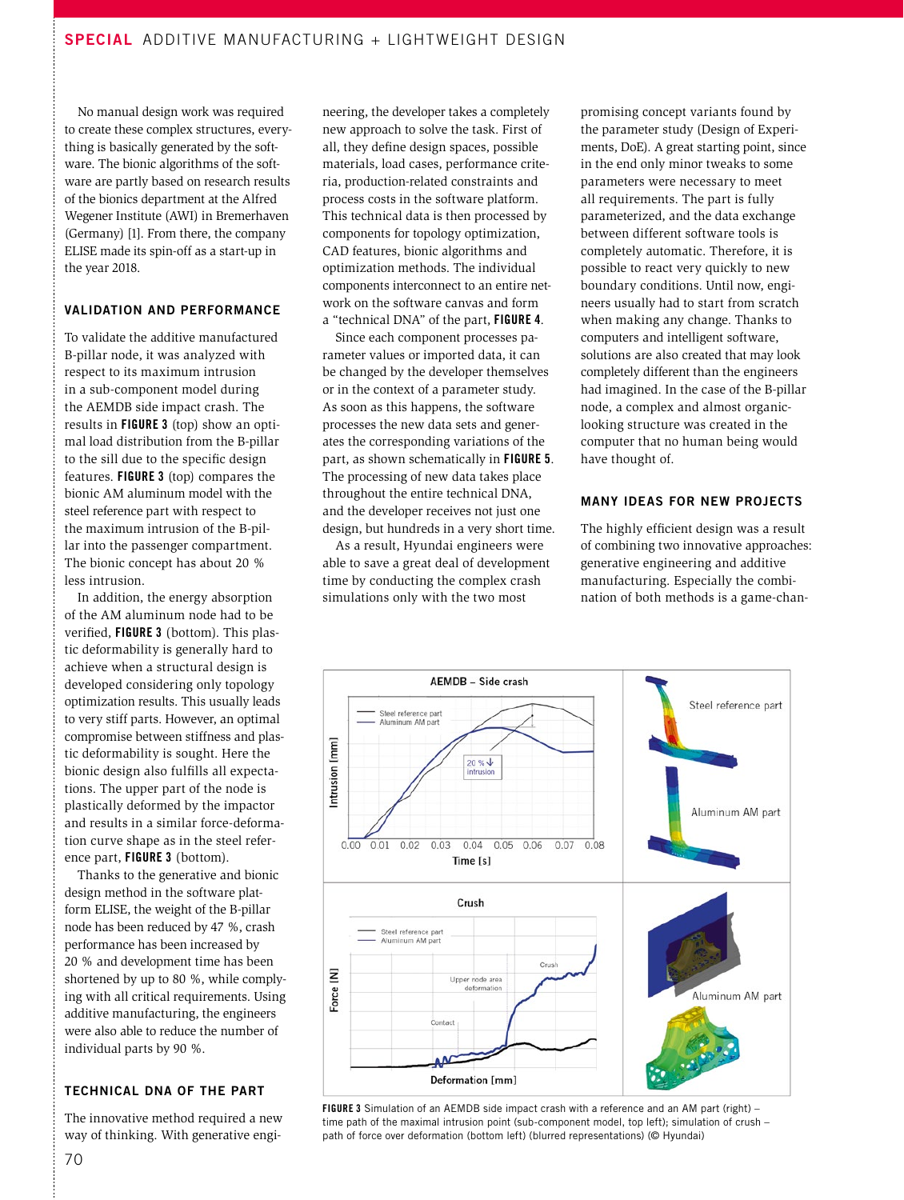No manual design work was required to create these complex structures, everything is basically generated by the software. The bionic algorithms of the software are partly based on research results of the bionics department at the Alfred Wegener Institute (AWI) in Bremerhaven (Germany) [1]. From there, the company ELISE made its spin-off as a start-up in the year 2018.

## VALIDATION AND PERFORMANCE

To validate the additive manufactured B-pillar node, it was analyzed with respect to its maximum intrusion in a sub-component model during the AEMDB side impact crash. The results in **FIGURE 3** (top) show an optimal load distribution from the B-pillar to the sill due to the specific design features. **FIGURE 3** (top) compares the bionic AM aluminum model with the steel reference part with respect to the maximum intrusion of the B-pillar into the passenger compartment. The bionic concept has about 20 % less intrusion.

In addition, the energy absorption of the AM aluminum node had to be verified, **FIGURE 3** (bottom). This plastic deformability is generally hard to achieve when a structural design is developed considering only topology optimization results. This usually leads to very stiff parts. However, an optimal compromise between stiffness and plastic deformability is sought. Here the bionic design also fulfills all expectations. The upper part of the node is plastically deformed by the impactor and results in a similar force-deformation curve shape as in the steel reference part, **FIGURE 3** (bottom).

Thanks to the generative and bionic design method in the software platform ELISE, the weight of the B-pillar node has been reduced by 47 %, crash performance has been increased by 20 % and development time has been shortened by up to 80 %, while complying with all critical requirements. Using additive manufacturing, the engineers were also able to reduce the number of individual parts by 90 %.

## TECHNICAL DNA OF THE PART

The innovative method required a new way of thinking. With generative engineering, the developer takes a completely new approach to solve the task. First of all, they define design spaces, possible materials, load cases, performance criteria, production-related constraints and process costs in the software platform. This technical data is then processed by components for topology optimization, CAD features, bionic algorithms and optimization methods. The individual components interconnect to an entire network on the software canvas and form a "technical DNA" of the part, **FIGURE 4**.

Since each component processes parameter values or imported data, it can be changed by the developer themselves or in the context of a parameter study. As soon as this happens, the software processes the new data sets and generates the corresponding variations of the part, as shown schematically in **FIGURE 5**. The processing of new data sets take place throughout the entire technical DNA, and the developer receives not just one design, but hundreds in a very short time.

As a result, Hyundai engineers were able to save a great deal of development time by conducting the complex crash simulations only with the two most promising concept variants found by the parameter study (Design of Experiments, DoE). A great starting point, since in the end only minor tweaks to some parameters were necessary to meet all requirements. The part is fully parameterized, and the data exchange between different software tools is completely automatic. Therefore, it is possible to react very quickly to new boundary conditions. Until now, engineers usually had to start from scratch when making any change. Thanks to computers and intelligent software, solutions are also created that may look completely different than the engineers had imagined. In the case of the B-pillar node, a complex and almost organic-looking structure was created in the computer that no human being would have thought of.

## MANY IDEAS FOR NEW PROJECTS

The highly efficient design was a result of combining two innovative approaches: generative engineering and additive manufacturing. Especially the combination of both methods is a game-chan-

**FIGURE 3** Simulation of an AEMDB side impact crash with a reference and an AM part (right) – time path of the maximal intrusion point (sub-component model, top left); simulation of crush – path of force over deformation (bottom left) (blurred representations) (© Hyundai)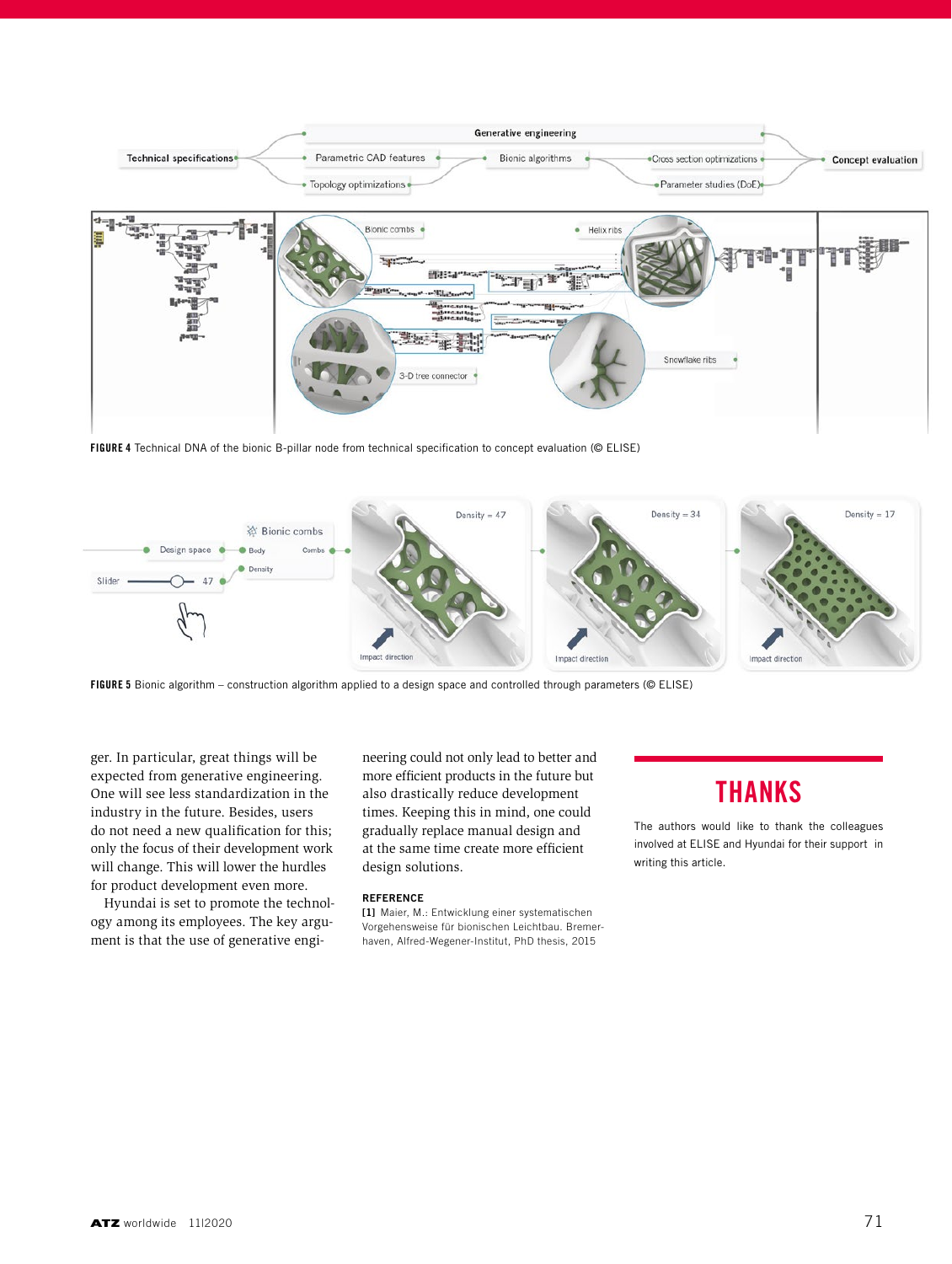Generative engineering

Technical specifications

Parametric CAD features

Topology optimizations

Bionic algorithms

Cross section optimizations

Parameter studies (DoE)

Concept evaluation

Bionic combs

Helix ribs

3-D tree connector

Snowflake ribs

FIGURE 4 Technical DNA of the bionic B-pillar node from technical specification to concept evaluation (© ELISE)

Design space

Bionic combs

Body

Combs

Density

Slider 47

Density = 47

Density = 34

Density = 17

Impact direction

FIGURE 5 Bionic algorithm – construction algorithm applied to a design space and controlled through parameters (© ELISE)

ger. In particular, great things will be expected from generative engineering. One will see less standardization in the industry in the future. Besides, users do not need a new qualification for this; only the focus of their development work will change. This will lower the hurdles for product development even more.

Hyundai is set to promote the technology among its employees. The key argument is that the use of generative engineering could not only lead to better and more efficient products in the future but also drastically reduce development times. Keeping this in mind, one could gradually replace manual design and at the same time create more efficient design solutions.

### REFERENCE

[1] Maier, M.: Entwicklung einer systematischen Vorgehensweise für bionischen Leichtbau. Bremerhaven, Alfred-Wegener-Institut, PhD thesis, 2015

## THANKS

The authors would like to thank the colleagues involved at ELISE and Hyundai for their support in writing this article.